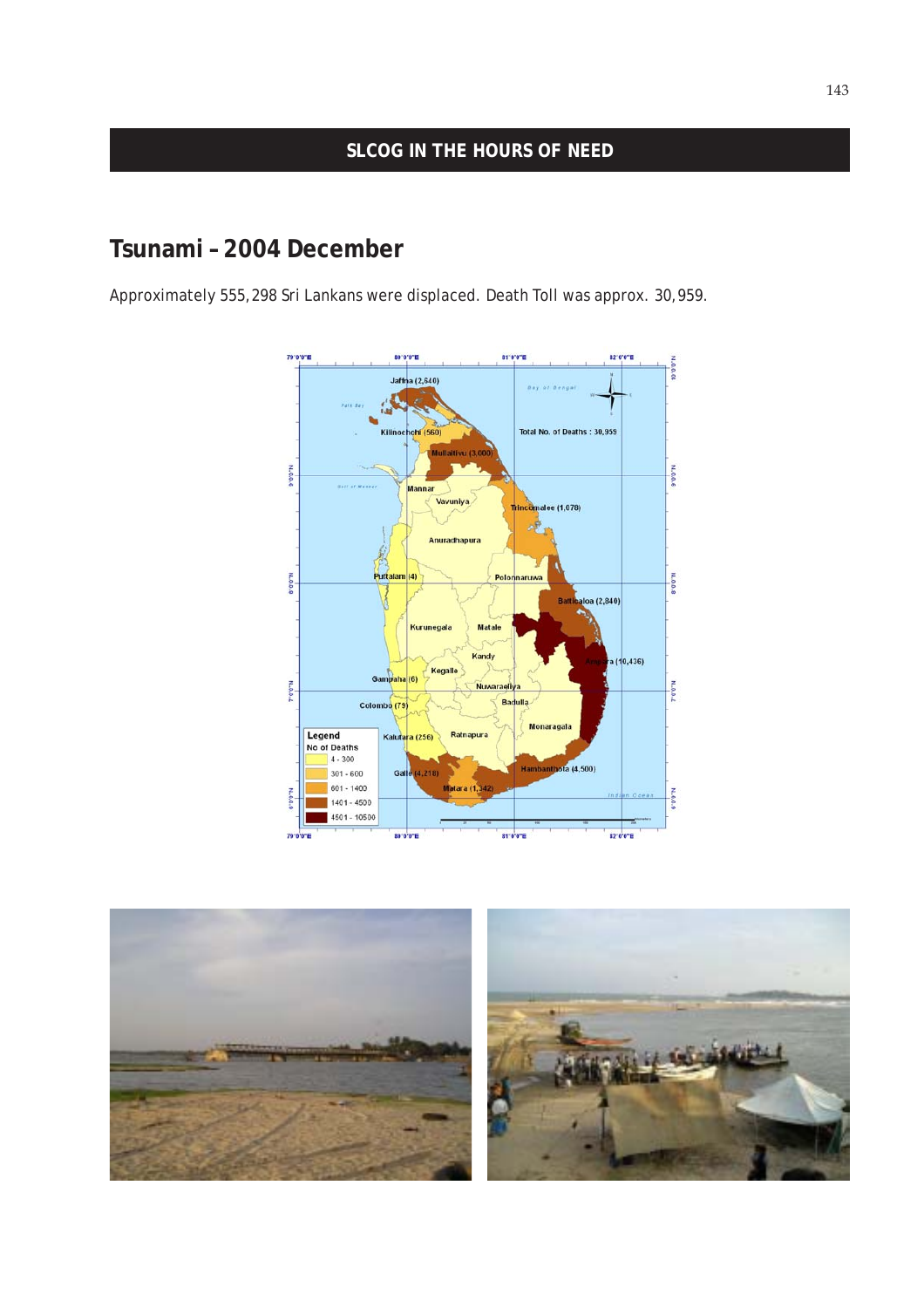## SLCOG IN THE HOURS OF NEED

# Tsunami – 2004 December

Approximately 555,298 Sri Lankans were displaced. Death Toll was approx. 30,959.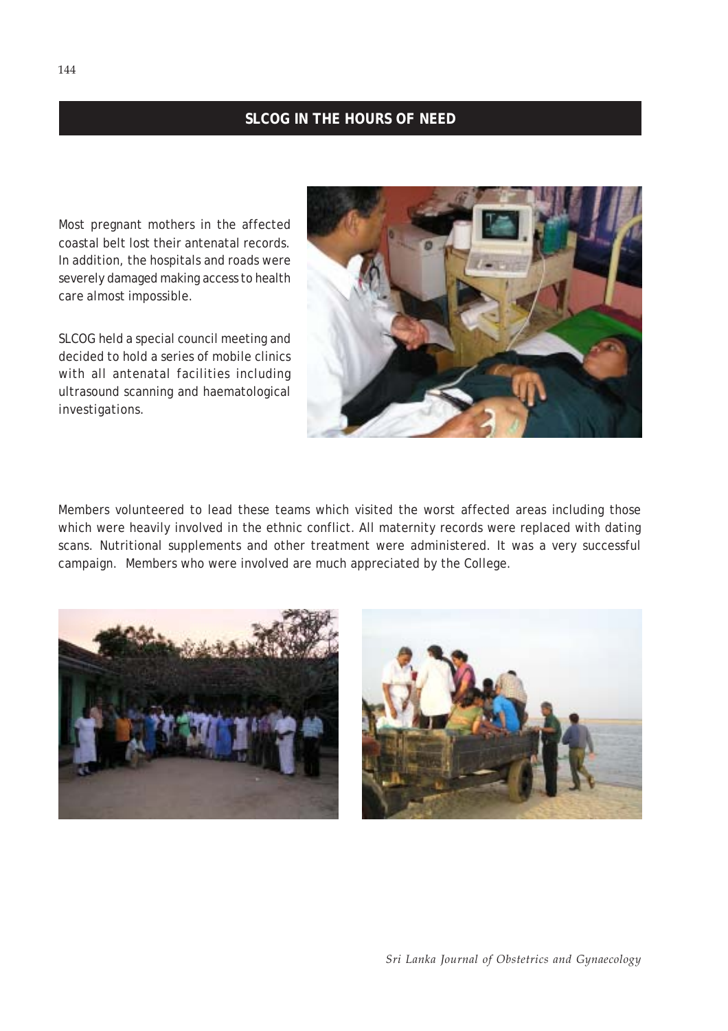## SLCOG IN THE HOURS OF NEED

Most pregnant mothers in the affected coastal belt lost their antenatal records. In addition, the hospitals and roads were severely damaged making access to health care almost impossible.

SLCOG held a special council meeting and decided to hold a series of mobile clinics with all antenatal facilities including ultrasound scanning and haematological investigations.

Members volunteered to lead these teams which visited the worst affected areas including those which were heavily involved in the ethnic conflict. All maternity records were replaced with dating scans. Nutritional supplements and other treatment were administered. It was a very successful campaign. Members who were involved are much appreciated by the College.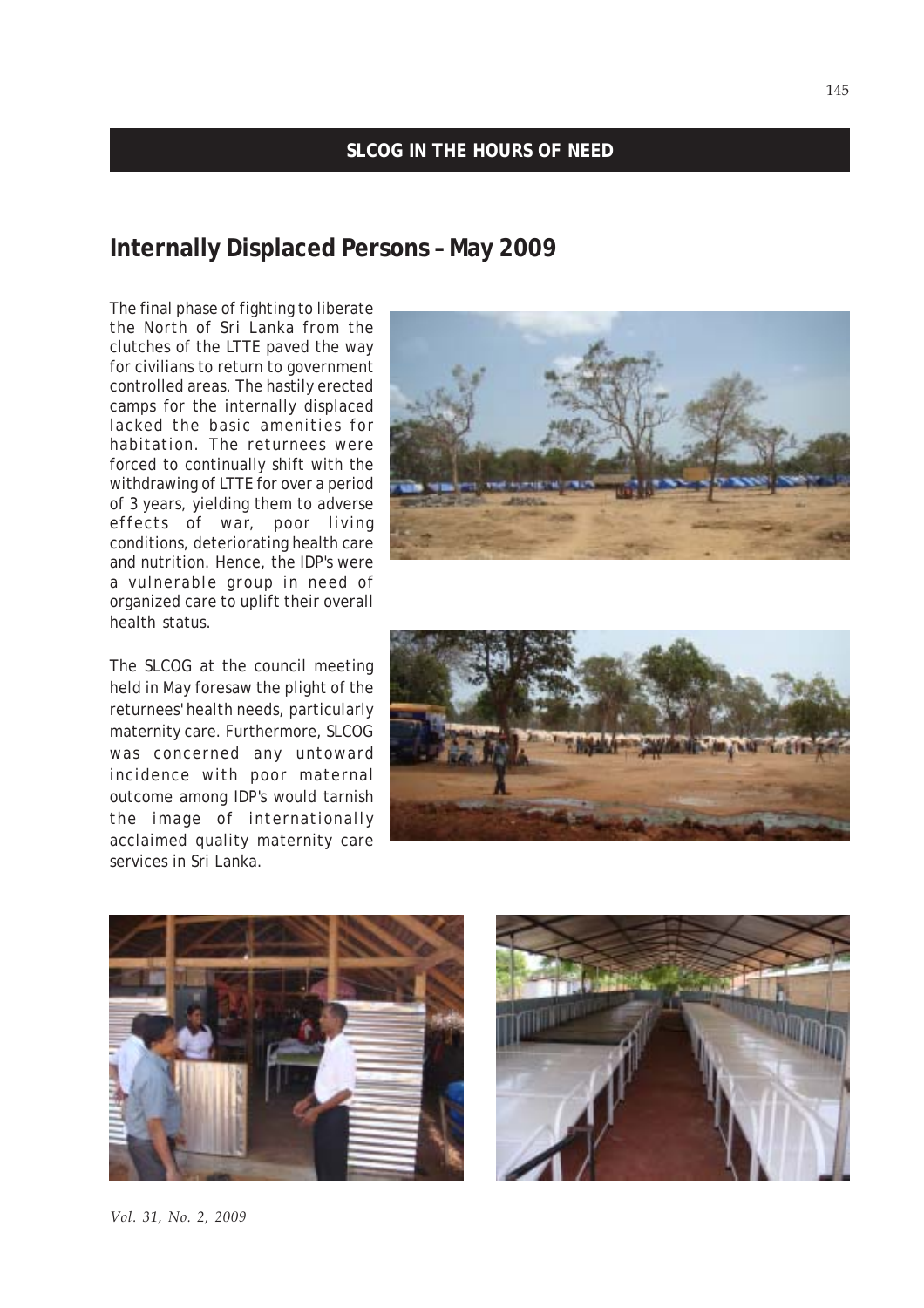**SLCOG IN THE HOURS OF NEED**

## Internally Displaced Persons – May 2009

The final phase of fighting to liberate the North of Sri Lanka from the clutches of the LTTE paved the way for civilians to return to government controlled areas. The hastily erected camps for the internally displaced lacked the basic amenities for habitation. The returnees were forced to continually shift with the withdrawing of LTTE for over a period of 3 years, yielding them to adverse effects of war, poor living conditions, deteriorating health care and nutrition. Hence, the IDP's were a vulnerable group in need of organized care to uplift their overall health status.

The SLCOG at the council meeting held in May foresaw the plight of the returnees' health needs, particularly maternity care. Furthermore, SLCOG was concerned any untoward incidence with poor maternal outcome among IDP's would tarnish the image of internationally acclaimed quality maternity care services in Sri Lanka.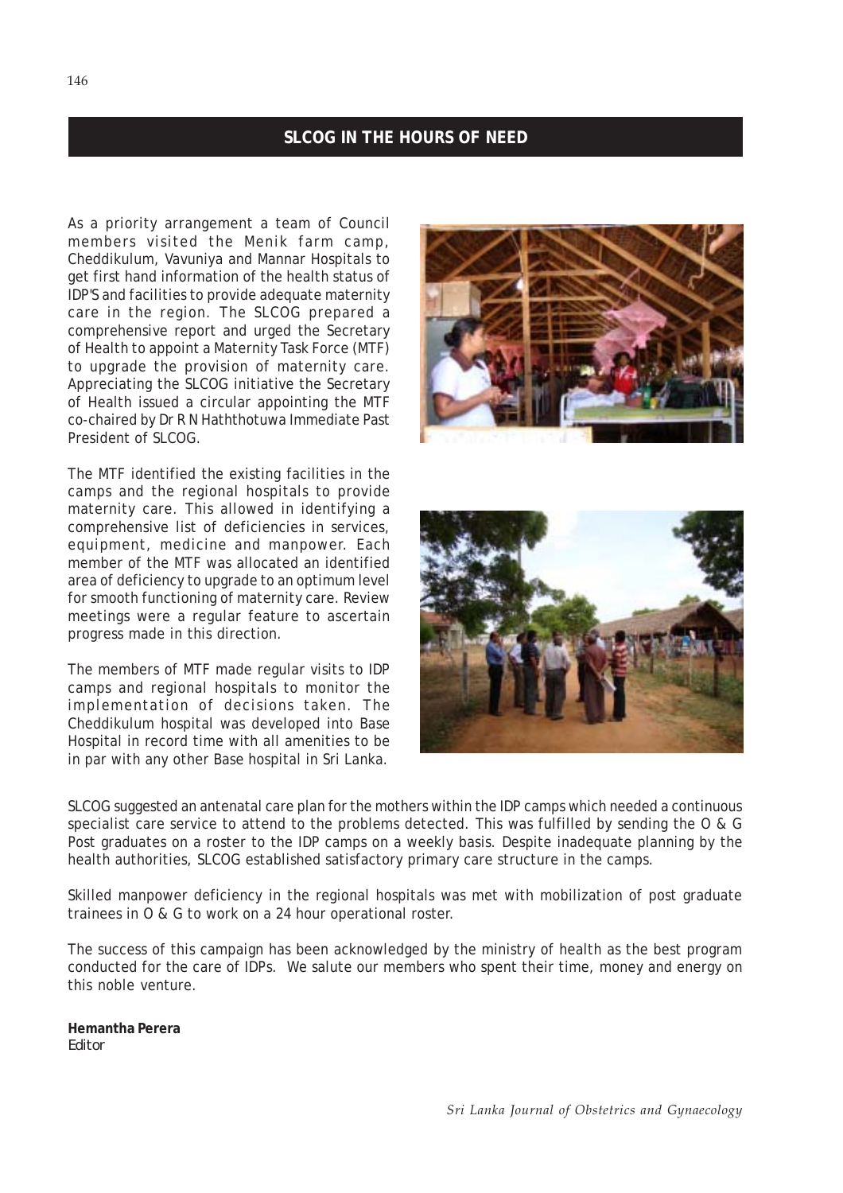## SLCOG IN THE HOURS OF NEED

As a priority arrangement a team of Council members visited the Menik farm camp, Cheddikulum, Vavuniya and Mannar Hospitals to get first hand information of the health status of IDP'S and facilities to provide adequate maternity care in the region. The SLCOG prepared a comprehensive report and urged the Secretary of Health to appoint a Maternity Task Force (MTF) to upgrade the provision of maternity care. Appreciating the SLCOG initiative the Secretary of Health issued a circular appointing the MTF co-chaired by Dr R N Haththotuwa Immediate Past President of SLCOG.

The MTF identified the existing facilities in the camps and the regional hospitals to provide maternity care. This allowed in identifying a comprehensive list of deficiencies in services, equipment, medicine and manpower. Each member of the MTF was allocated an identified area of deficiency to upgrade to an optimum level for smooth functioning of maternity care. Review meetings were a regular feature to ascertain progress made in this direction.

The members of MTF made regular visits to IDP camps and regional hospitals to monitor the implementation of decisions taken. The Cheddikulum hospital was developed into Base Hospital in record time with all amenities to be in par with any other Base hospital in Sri Lanka.

SLCOG suggested an antenatal care plan for the mothers within the IDP camps which needed a continuous specialist care service to attend to the problems detected. This was fulfilled by sending the O & G Post graduates on a roster to the IDP camps on a weekly basis. Despite inadequate planning by the health authorities, SLCOG established satisfactory primary care structure in the camps.

Skilled manpower deficiency in the regional hospitals was met with mobilization of post graduate trainees in O & G to work on a 24 hour operational roster.

The success of this campaign has been acknowledged by the ministry of health as the best program conducted for the care of IDPs. We salute our members who spent their time, money and energy on this noble venture.

**Hemantha Perera**
*Editor*